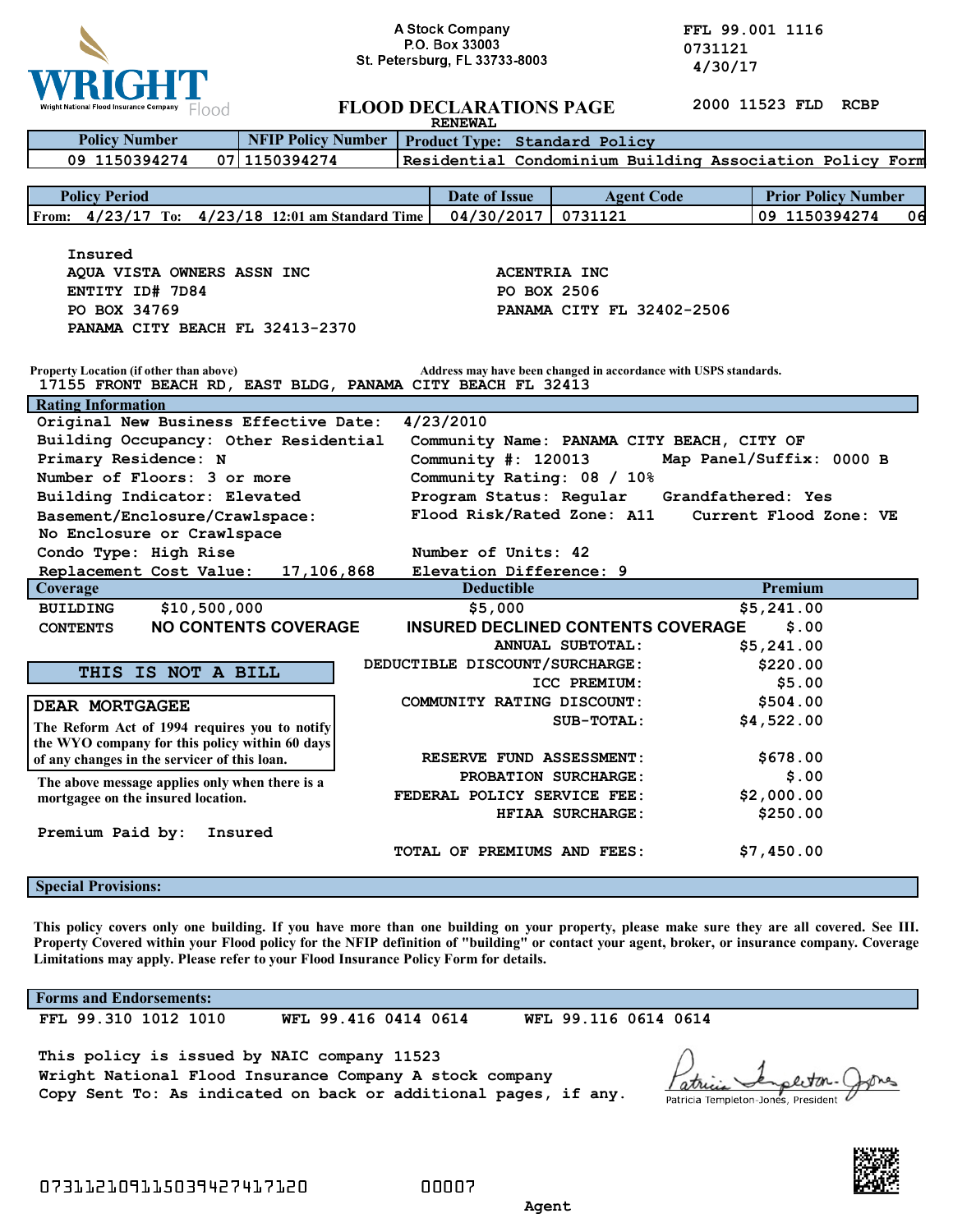WRIGHT
Wright National Flood Insurance Company Flood

A Stock Company
P.O. Box 33003
St. Petersburg, FL 33733-8003

FFL 99.001 1116
0731121
4/30/17

# FLOOD DECLARATIONS PAGE

RENEWAL

2000 11523 FLD RCBP

| Policy Number | NFIP Policy Number | Product Type: Standard Policy |
|---|---|---|
| 09 1150394274 | 07 1150394274 | Residential Condominium Building Association Policy Form |

| Policy Period | Date of Issue | Agent Code | Prior Policy Number |
|---|---|---|---|
| From: 4/23/17 To: 4/23/18 12:01 am Standard Time | 04/30/2017 | 0731121 | 09 1150394274 06 |

Insured
AQUA VISTA OWNERS ASSN INC
ENTITY ID# 7D84
PO BOX 34769
PANAMA CITY BEACH FL 32413-2370

ACENTRIA INC
PO BOX 2506
PANAMA CITY FL 32402-2506

Property Location (if other than above)
17155 FRONT BEACH RD, EAST BLDG, PANAMA CITY BEACH FL 32413

Address may have been changed in accordance with USPS standards.

## Rating Information

| | |
|---|---|
| Original New Business Effective Date: 4/23/2010 | |
| Building Occupancy: Other Residential | Community Name: PANAMA CITY BEACH, CITY OF |
| Primary Residence: N | Community #: 120013 Map Panel/Suffix: 0000 B |
| Number of Floors: 3 or more | Community Rating: 08 / 10% |
| Building Indicator: Elevated | Program Status: Regular Grandfathered: Yes |
| Basement/Enclosure/Crawlspace: No Enclosure or Crawlspace | Flood Risk/Rated Zone: A11 Current Flood Zone: VE |
| Condo Type: High Rise | Number of Units: 42 |
| Replacement Cost Value: 17,106,868 | Elevation Difference: 9 |

| Coverage | | Deductible | Premium |
|---|---|---|---|
| BUILDING | $10,500,000 | $5,000 | $5,241.00 |
| CONTENTS | NO CONTENTS COVERAGE | INSURED DECLINED CONTENTS COVERAGE | $.00 |
| | | ANNUAL SUBTOTAL: | $5,241.00 |
| | | DEDUCTIBLE DISCOUNT/SURCHARGE: | $220.00 |
| | | ICC PREMIUM: | $5.00 |
| | | COMMUNITY RATING DISCOUNT: | $504.00 |
| | | SUB-TOTAL: | $4,522.00 |
| | | RESERVE FUND ASSESSMENT: | $678.00 |
| | | PROBATION SURCHARGE: | $.00 |
| | | FEDERAL POLICY SERVICE FEE: | $2,000.00 |
| | | HFIAA SURCHARGE: | $250.00 |
| | | TOTAL OF PREMIUMS AND FEES: | $7,450.00 |

**THIS IS NOT A BILL**

**DEAR MORTGAGEE**
The Reform Act of 1994 requires you to notify the WYO company for this policy within 60 days of any changes in the servicer of this loan.

The above message applies only when there is a mortgagee on the insured location.

Premium Paid by: Insured

## Special Provisions:

This policy covers only one building. If you have more than one building on your property, please make sure they are all covered. See III. Property Covered within your Flood policy for the NFIP definition of "building" or contact your agent, broker, or insurance company. Coverage Limitations may apply. Please refer to your Flood Insurance Policy Form for details.

## Forms and Endorsements:

FFL 99.310 1012 1010    WFL 99.416 0414 0614    WFL 99.116 0614 0614

This policy is issued by NAIC company 11523
Wright National Flood Insurance Company A stock company
Copy Sent To: As indicated on back or additional pages, if any.

Patricia Templeton-Jones, President

07311210911503942741712O    00007

Agent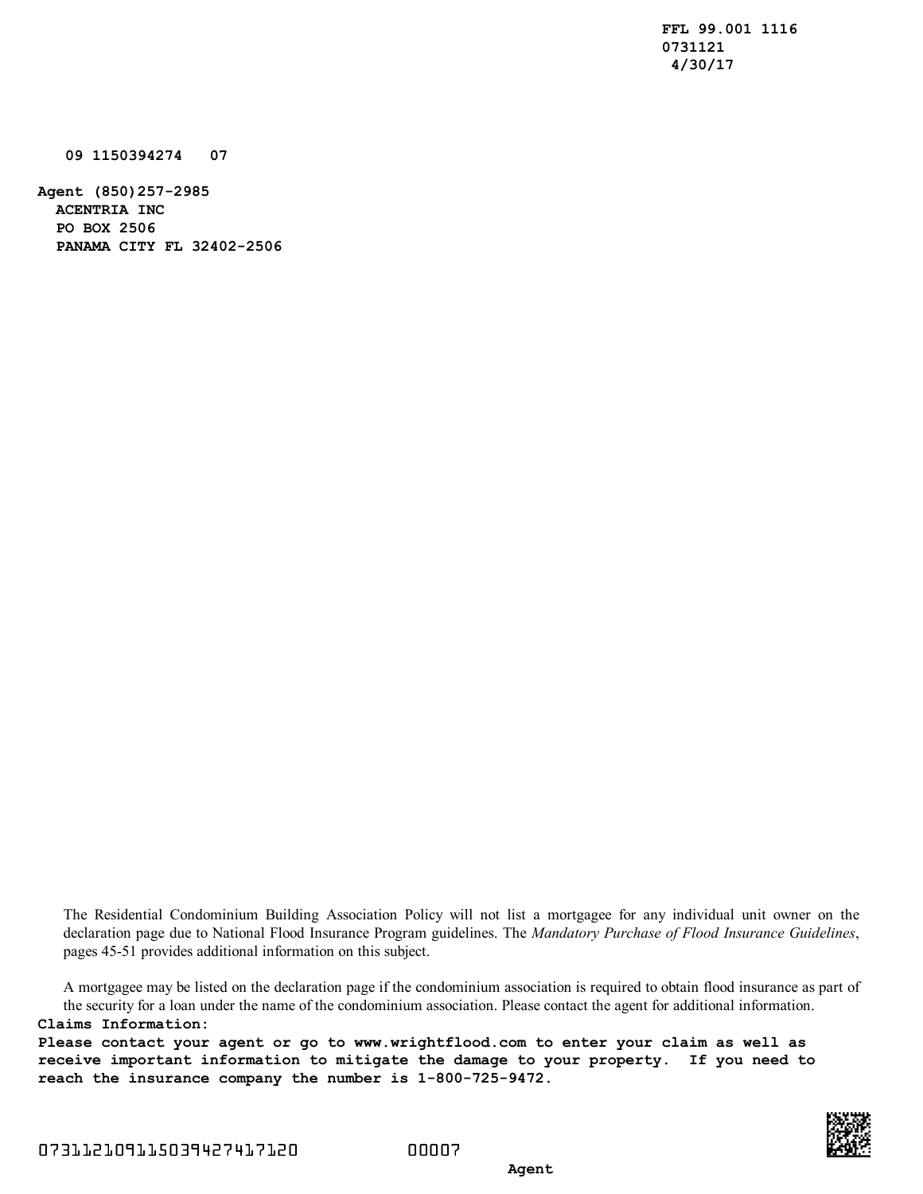FFL 99.001 1116
0731121
4/30/17

09 1150394274 07

**Agent (850)257-2985**
**ACENTRIA INC**
**PO BOX 2506**
**PANAMA CITY FL 32402-2506**

The Residential Condominium Building Association Policy will not list a mortgagee for any individual unit owner on the declaration page due to National Flood Insurance Program guidelines. The *Mandatory Purchase of Flood Insurance Guidelines*, pages 45-51 provides additional information on this subject.

A mortgagee may be listed on the declaration page if the condominium association is required to obtain flood insurance as part of the security for a loan under the name of the condominium association. Please contact the agent for additional information.

**Claims Information:**
**Please contact your agent or go to www.wrightflood.com to enter your claim as well as receive important information to mitigate the damage to your property. If you need to reach the insurance company the number is 1-800-725-9472.**

07311210911503942741712O 00007

**Agent**